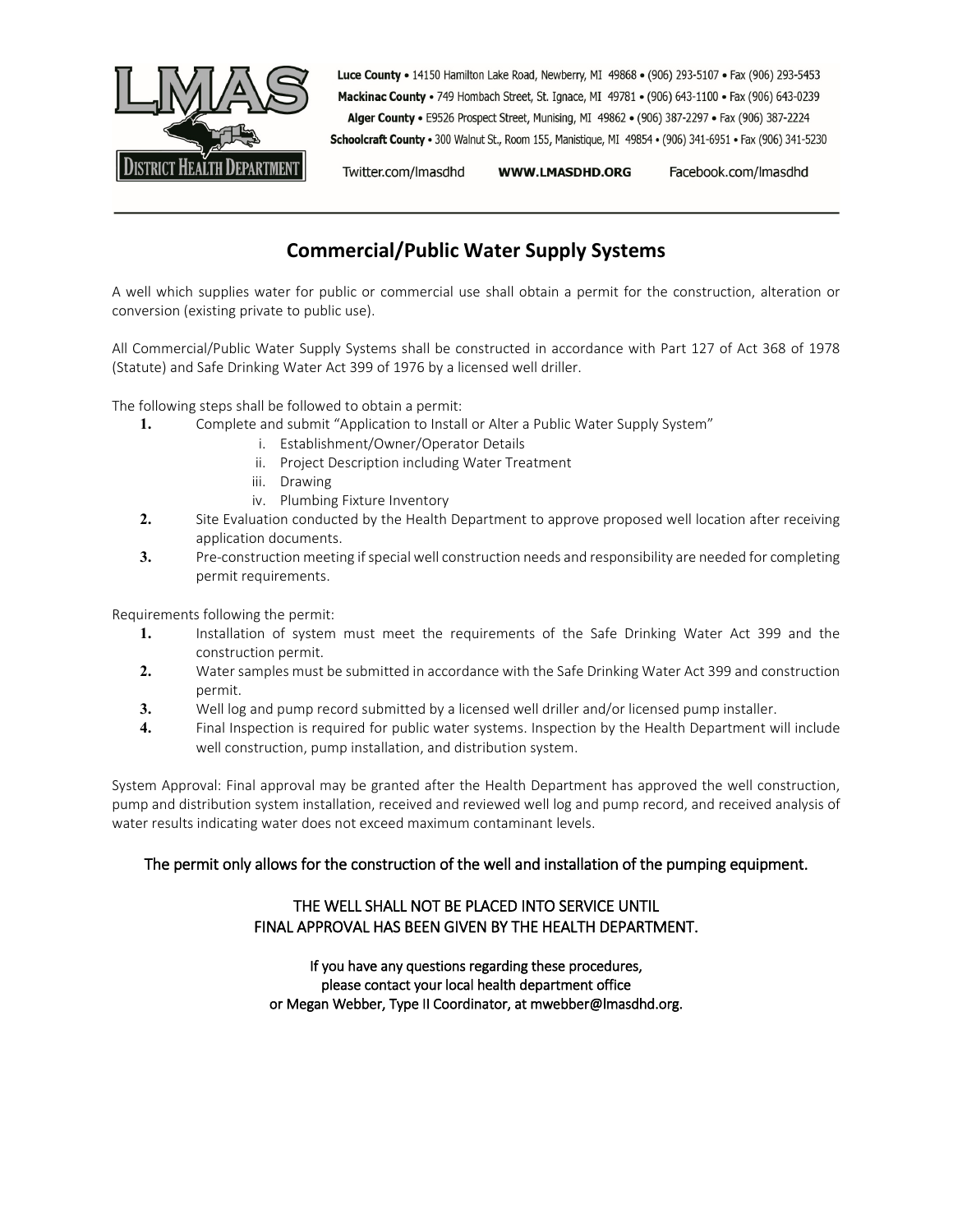**Luce County** • 14150 Hamilton Lake Road, Newberry, MI 49868 • (906) 293-5107 • Fax (906) 293-5453
**Mackinac County** • 749 Hombach Street, St. Ignace, MI 49781 • (906) 643-1100 • Fax (906) 643-0239
**Alger County** • E9526 Prospect Street, Munising, MI 49862 • (906) 387-2297 • Fax (906) 387-2224
**Schoolcraft County** • 300 Walnut St., Room 155, Manistique, MI 49854 • (906) 341-6951 • Fax (906) 341-5230

Twitter.com/lmasdhd **WWW.LMASDHD.ORG** Facebook.com/lmasdhd

# Commercial/Public Water Supply Systems

A well which supplies water for public or commercial use shall obtain a permit for the construction, alteration or conversion (existing private to public use).

All Commercial/Public Water Supply Systems shall be constructed in accordance with Part 127 of Act 368 of 1978 (Statute) and Safe Drinking Water Act 399 of 1976 by a licensed well driller.

The following steps shall be followed to obtain a permit:

1. Complete and submit "Application to Install or Alter a Public Water Supply System"
   1. Establishment/Owner/Operator Details
   2. Project Description including Water Treatment
   3. Drawing
   4. Plumbing Fixture Inventory
2. Site Evaluation conducted by the Health Department to approve proposed well location after receiving application documents.
3. Pre-construction meeting if special well construction needs and responsibility are needed for completing permit requirements.

Requirements following the permit:

1. Installation of system must meet the requirements of the Safe Drinking Water Act 399 and the construction permit.
2. Water samples must be submitted in accordance with the Safe Drinking Water Act 399 and construction permit.
3. Well log and pump record submitted by a licensed well driller and/or licensed pump installer.
4. Final Inspection is required for public water systems. Inspection by the Health Department will include well construction, pump installation, and distribution system.

System Approval: Final approval may be granted after the Health Department has approved the well construction, pump and distribution system installation, received and reviewed well log and pump record, and received analysis of water results indicating water does not exceed maximum contaminant levels.

The permit only allows for the construction of the well and installation of the pumping equipment.

THE WELL SHALL NOT BE PLACED INTO SERVICE UNTIL
FINAL APPROVAL HAS BEEN GIVEN BY THE HEALTH DEPARTMENT.

If you have any questions regarding these procedures,
please contact your local health department office
or Megan Webber, Type II Coordinator, at mwebber@lmasdhd.org.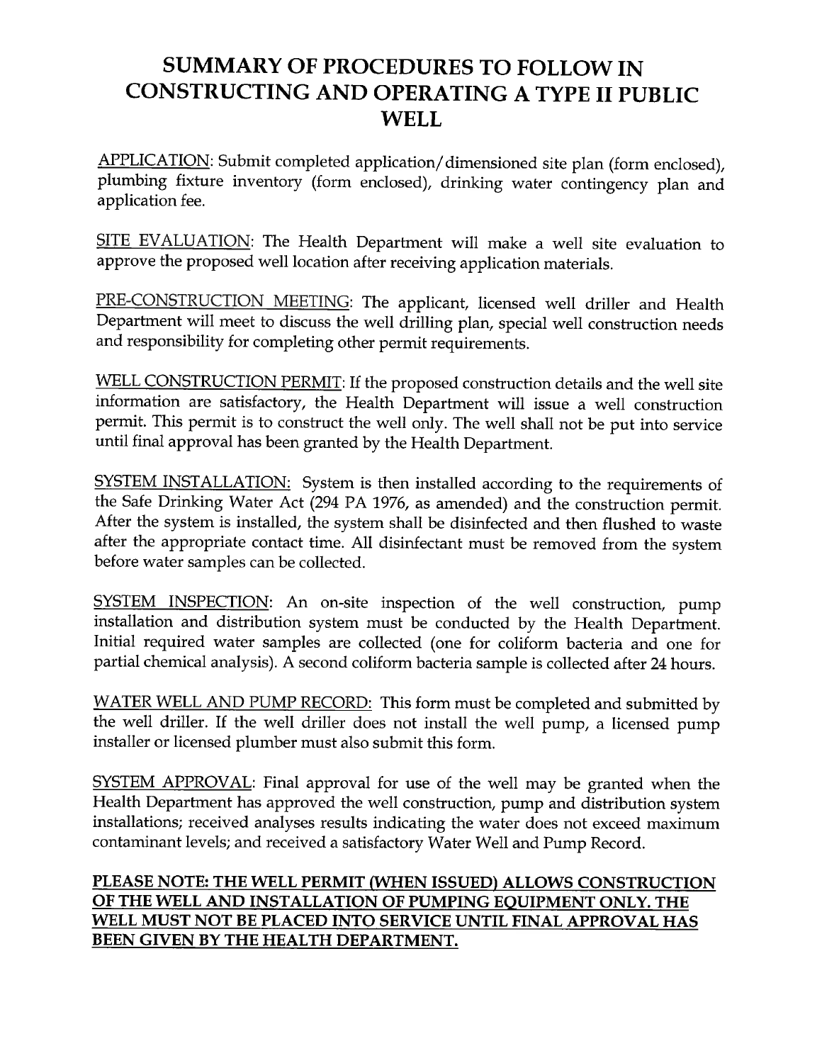# SUMMARY OF PROCEDURES TO FOLLOW IN CONSTRUCTING AND OPERATING A TYPE II PUBLIC WELL

APPLICATION: Submit completed application/dimensioned site plan (form enclosed), plumbing fixture inventory (form enclosed), drinking water contingency plan and application fee.

SITE EVALUATION: The Health Department will make a well site evaluation to approve the proposed well location after receiving application materials.

PRE-CONSTRUCTION MEETING: The applicant, licensed well driller and Health Department will meet to discuss the well drilling plan, special well construction needs and responsibility for completing other permit requirements.

WELL CONSTRUCTION PERMIT: If the proposed construction details and the well site information are satisfactory, the Health Department will issue a well construction permit. This permit is to construct the well only. The well shall not be put into service until final approval has been granted by the Health Department.

SYSTEM INSTALLATION: System is then installed according to the requirements of the Safe Drinking Water Act (294 PA 1976, as amended) and the construction permit. After the system is installed, the system shall be disinfected and then flushed to waste after the appropriate contact time. All disinfectant must be removed from the system before water samples can be collected.

SYSTEM INSPECTION: An on-site inspection of the well construction, pump installation and distribution system must be conducted by the Health Department. Initial required water samples are collected (one for coliform bacteria and one for partial chemical analysis). A second coliform bacteria sample is collected after 24 hours.

WATER WELL AND PUMP RECORD: This form must be completed and submitted by the well driller. If the well driller does not install the well pump, a licensed pump installer or licensed plumber must also submit this form.

SYSTEM APPROVAL: Final approval for use of the well may be granted when the Health Department has approved the well construction, pump and distribution system installations; received analyses results indicating the water does not exceed maximum contaminant levels; and received a satisfactory Water Well and Pump Record.

**PLEASE NOTE: THE WELL PERMIT (WHEN ISSUED) ALLOWS CONSTRUCTION OF THE WELL AND INSTALLATION OF PUMPING EQUIPMENT ONLY. THE WELL MUST NOT BE PLACED INTO SERVICE UNTIL FINAL APPROVAL HAS BEEN GIVEN BY THE HEALTH DEPARTMENT.**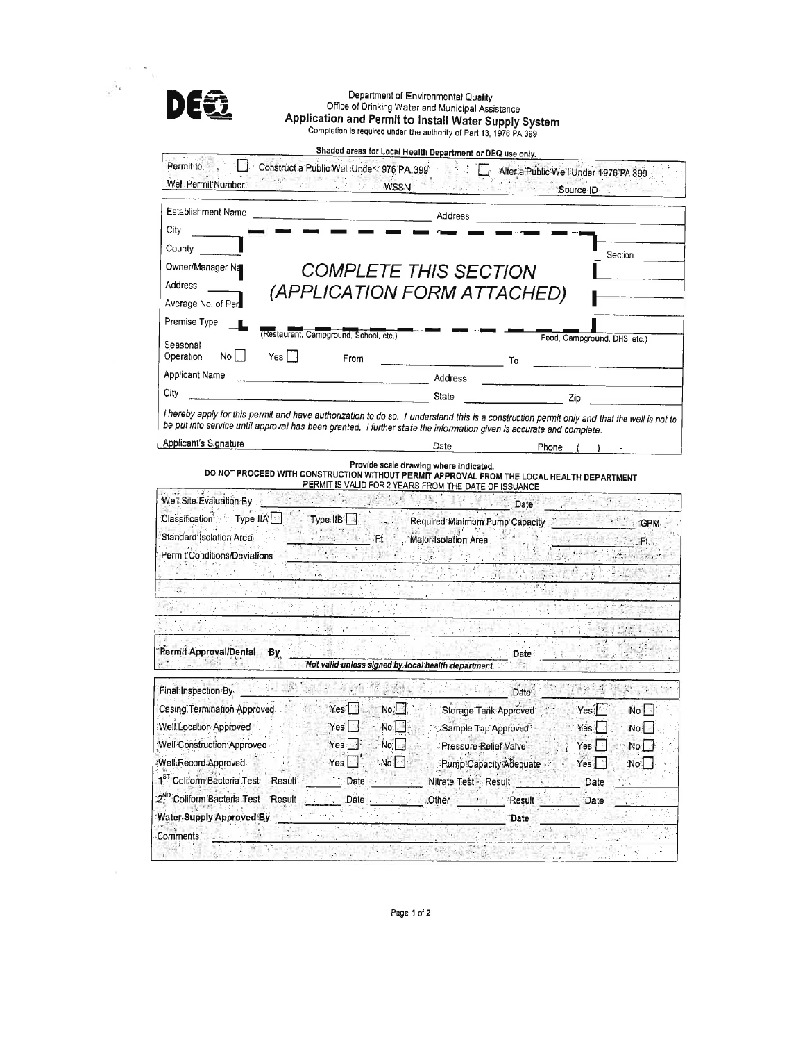DEQ

Department of Environmental Quality
Office of Drinking Water and Municipal Assistance

# Application and Permit to Install Water Supply System

Completion is required under the authority of Part 13, 1976 PA 399

**Shaded areas for Local Health Department or DEQ use only.**

| | | |
|---|---|---|
| Permit to: ☐ Construct a Public Well Under 1976 PA 399 | | ☐ Alter a Public Well Under 1976 PA 399 |
| Well Permit Number | WSSN | Source ID |

Establishment Name ____________________ Address ____________________

City ____________________

County ____________________ Section ____________

Owner/Manager Na____________________

Address ____________________

Average No. of Per____________________

Premise Type ____________________ (Restaurant, Campground, School, etc.) ____________________ Food, Campground, DHS, etc.)

**COMPLETE THIS SECTION (APPLICATION FORM ATTACHED)**

Seasonal Operation No ☐ Yes ☐ From ____________________ To ____________________

Applicant Name ____________________ Address ____________________

City ____________________ State ____________ Zip ____________

*I hereby apply for this permit and have authorization to do so. I understand this is a construction permit only and that the well is not to be put into service until approval has been granted. I further state the information given is accurate and complete.*

Applicant's Signature ____________________ Date ____________ Phone ( ) -

**Provide scale drawing where indicated.**
**DO NOT PROCEED WITH CONSTRUCTION WITHOUT PERMIT APPROVAL FROM THE LOCAL HEALTH DEPARTMENT**
PERMIT IS VALID FOR 2 YEARS FROM THE DATE OF ISSUANCE

Well Site Evaluation By ____________________ Date ____________

Classification Type IIA ☐ Type IIB ☐ Required Minimum Pump Capacity ____________ GPM

Standard Isolation Area ____________ Ft. Major Isolation Area ____________ Ft.

Permit Conditions/Deviations ____________________

**Permit Approval/Denial By** ____________________ Date ____________
*Not valid unless signed by local health department*

Final Inspection By ____________________ Date ____________

| | | | | | |
|---|---|---|---|---|---|
| Casing Termination Approved | Yes ☐ | No ☐ | Storage Tank Approved | Yes ☐ | No ☐ |
| Well Location Approved | Yes ☐ | No ☐ | Sample Tap Approved | Yes ☐ | No ☐ |
| Well Construction Approved | Yes ☐ | No ☐ | Pressure Relief Valve | Yes ☐ | No ☐ |
| Well Record Approved | Yes ☐ | No ☐ | Pump Capacity Adequate | Yes ☐ | No ☐ |

1ST Coliform Bacteria Test Result ____________ Date ____________ Nitrate Test Result ____________ Date ____________

2ND Coliform Bacteria Test Result ____________ Date ____________ Other ____________ Result ____________ Date ____________

**Water Supply Approved By** ____________________ Date ____________

Comments ____________________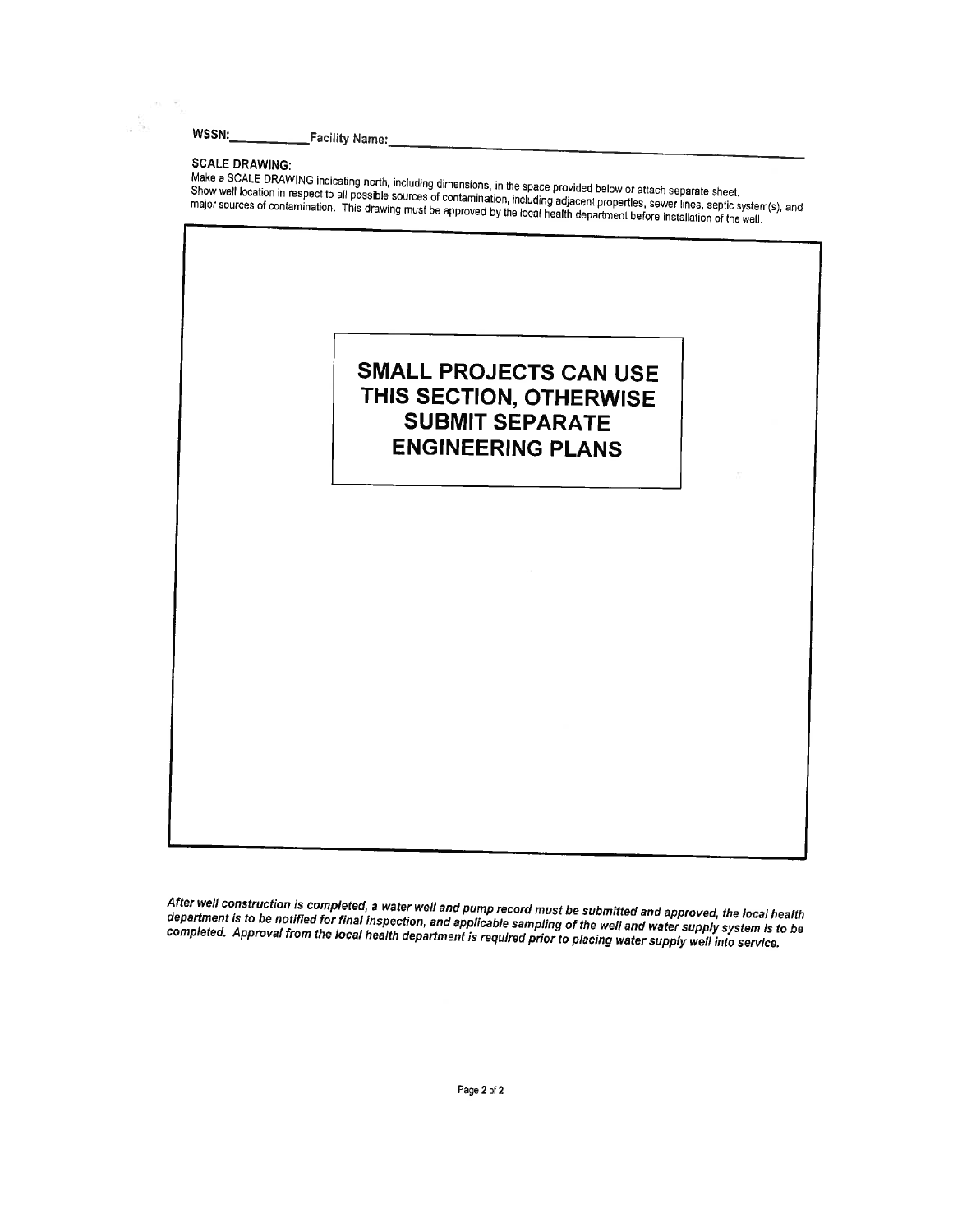WSSN:__________ Facility Name:______________________________________________

**SCALE DRAWING:**

Make a SCALE DRAWING indicating north, including dimensions, in the space provided below or attach separate sheet. Show well location in respect to all possible sources of contamination, including adjacent properties, sewer lines, septic system(s), and major sources of contamination. This drawing must be approved by the local health department before installation of the well.

**SMALL PROJECTS CAN USE THIS SECTION, OTHERWISE SUBMIT SEPARATE ENGINEERING PLANS**

*After well construction is completed, a water well and pump record must be submitted and approved, the local health department is to be notified for final inspection, and applicable sampling of the well and water supply system is to be completed. Approval from the local health department is required prior to placing water supply well into service.*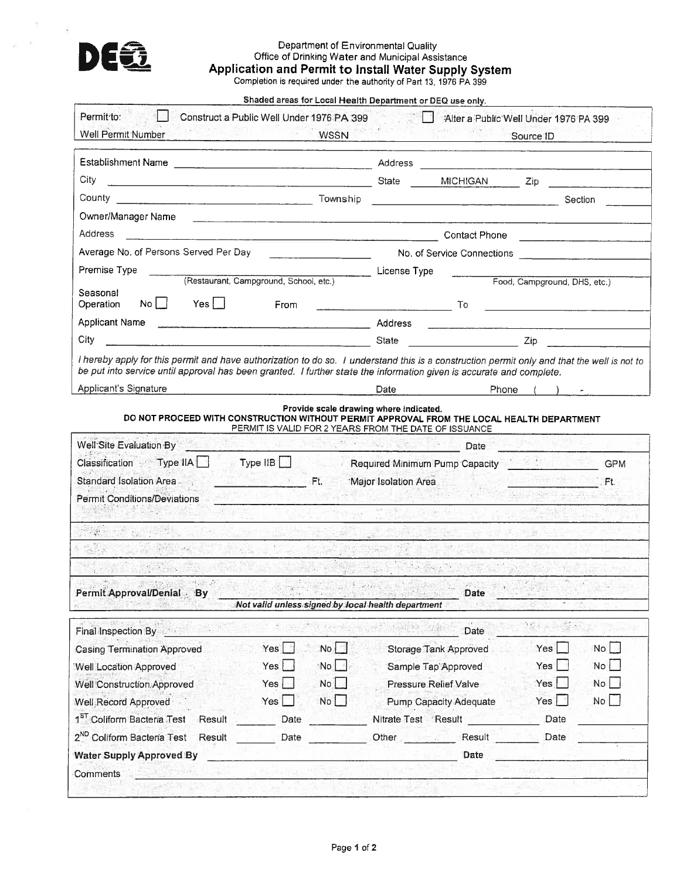DEQ

Department of Environmental Quality
Office of Drinking Water and Municipal Assistance

# Application and Permit to Install Water Supply System

Completion is required under the authority of Part 13, 1976 PA 399

**Shaded areas for Local Health Department or DEQ use only.**

| | | |
|---|---|---|
| Permit to: ☐ Construct a Public Well Under 1976 PA 399 | | ☐ Alter a Public Well Under 1976 PA 399 |
| Well Permit Number | WSSN | Source ID |

| | | | |
|---|---|---|---|
| Establishment Name | | Address | |
| City | | State MICHIGAN | Zip |
| County | Township | | Section |
| Owner/Manager Name | | | |
| Address | | Contact Phone | |
| Average No. of Persons Served Per Day | | No. of Service Connections | |
| Premise Type (Restaurant, Campground, School, etc.) | | License Type | Food, Campground, DHS, etc.) |
| Seasonal Operation No ☐ Yes ☐ | From | To | |
| Applicant Name | | Address | |
| City | | State | Zip |

*I hereby apply for this permit and have authorization to do so. I understand this is a construction permit only and that the well is not to be put into service until approval has been granted. I further state the information given is accurate and complete.*

Applicant's Signature ______ Date ______ Phone ( ) -

**Provide scale drawing where indicated.**
**DO NOT PROCEED WITH CONSTRUCTION WITHOUT PERMIT APPROVAL FROM THE LOCAL HEALTH DEPARTMENT**
PERMIT IS VALID FOR 2 YEARS FROM THE DATE OF ISSUANCE

| | | | |
|---|---|---|---|
| Well Site Evaluation By | | Date | |
| Classification Type IIA ☐ Type IIB ☐ | | Required Minimum Pump Capacity | GPM |
| Standard Isolation Area | Ft. | Major Isolation Area | Ft. |
| Permit Conditions/Deviations | | | |

**Permit Approval/Denial By** ______ **Date** ______
*Not valid unless signed by local health department*

| | | | | | |
|---|---|---|---|---|---|
| Final Inspection By | | | | Date | |
| Casing Termination Approved | Yes ☐ | No ☐ | Storage Tank Approved | Yes ☐ | No ☐ |
| Well Location Approved | Yes ☐ | No ☐ | Sample Tap Approved | Yes ☐ | No ☐ |
| Well Construction Approved | Yes ☐ | No ☐ | Pressure Relief Valve | Yes ☐ | No ☐ |
| Well Record Approved | Yes ☐ | No ☐ | Pump Capacity Adequate | Yes ☐ | No ☐ |
| 1ST Coliform Bacteria Test Result | Date | | Nitrate Test Result | Date | |
| 2ND Coliform Bacteria Test Result | Date | | Other Result | Date | |
| **Water Supply Approved By** | | | | **Date** | |
| Comments | | | | | |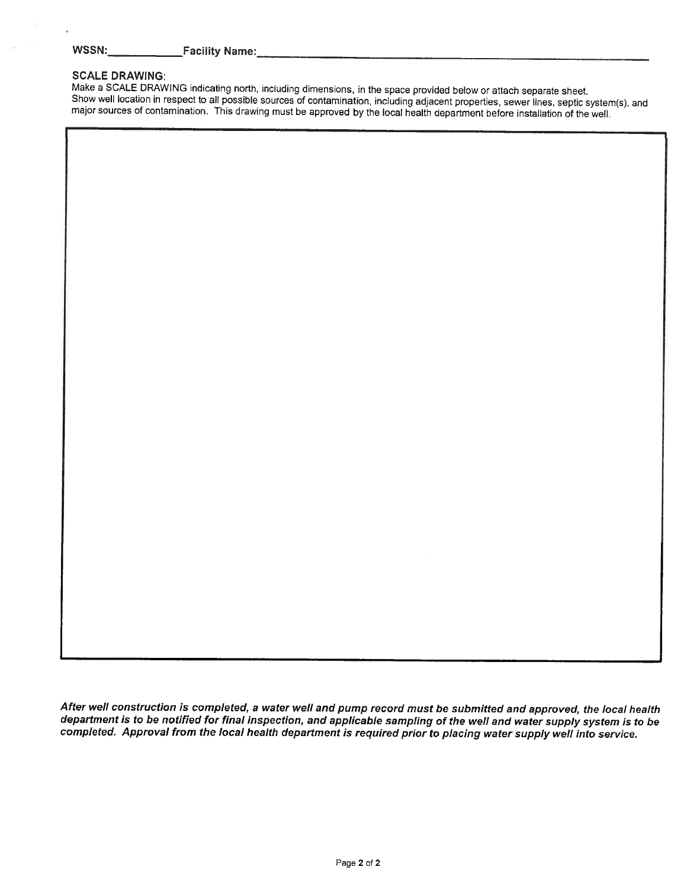WSSN:\_\_\_\_\_\_\_\_\_\_\_\_ Facility Name:\_\_\_\_\_\_\_\_\_\_\_\_\_\_\_\_\_\_\_\_\_\_\_\_\_\_\_\_\_\_\_\_\_\_\_\_\_\_\_\_\_\_\_\_

**SCALE DRAWING:**

Make a SCALE DRAWING indicating north, including dimensions, in the space provided below or attach separate sheet. Show well location in respect to all possible sources of contamination, including adjacent properties, sewer lines, septic system(s), and major sources of contamination. This drawing must be approved by the local health department before installation of the well.

***After well construction is completed, a water well and pump record must be submitted and approved, the local health department is to be notified for final inspection, and applicable sampling of the well and water supply system is to be completed. Approval from the local health department is required prior to placing water supply well into service.***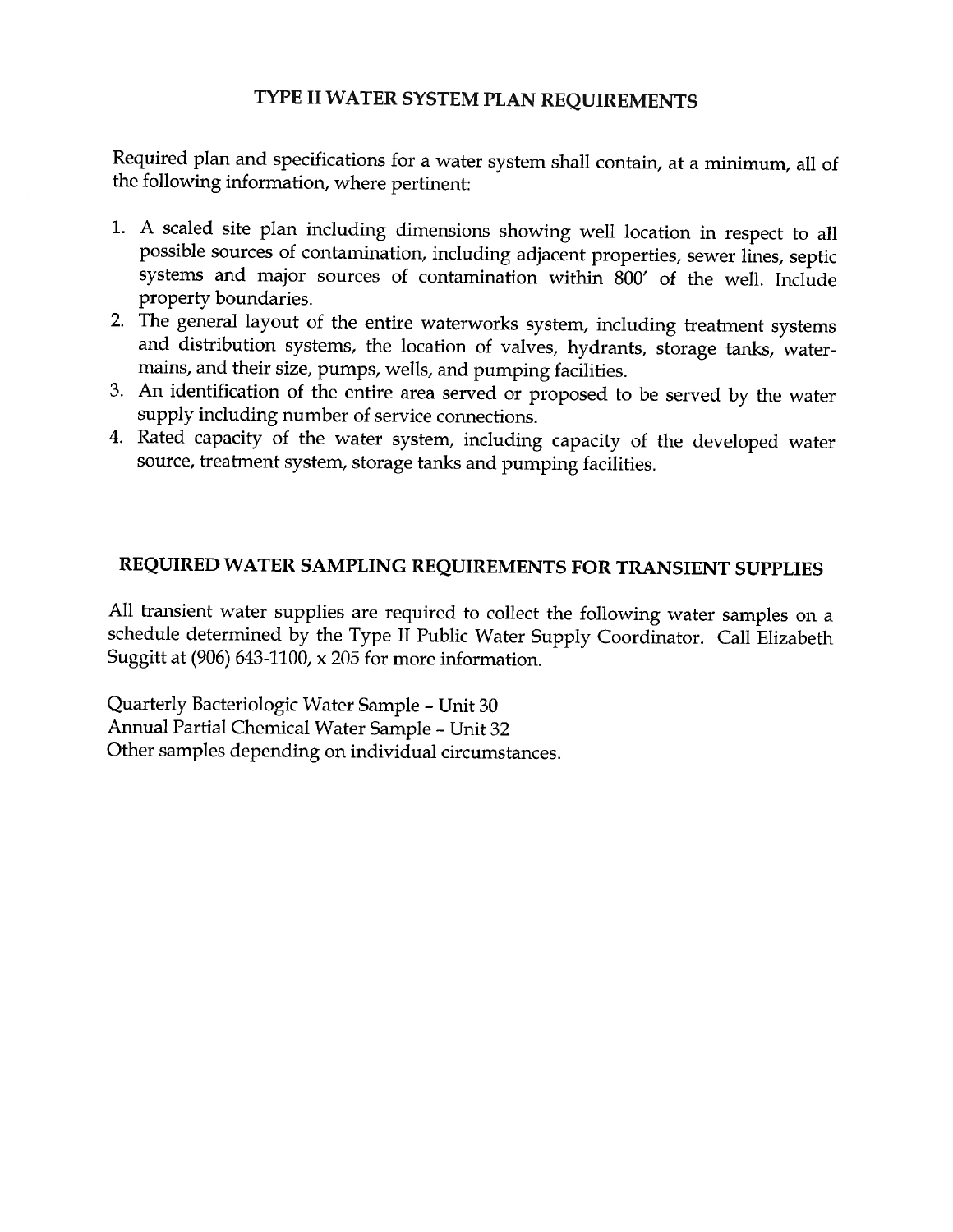# TYPE II WATER SYSTEM PLAN REQUIREMENTS

Required plan and specifications for a water system shall contain, at a minimum, all of the following information, where pertinent:

1. A scaled site plan including dimensions showing well location in respect to all possible sources of contamination, including adjacent properties, sewer lines, septic systems and major sources of contamination within 800′ of the well. Include property boundaries.
2. The general layout of the entire waterworks system, including treatment systems and distribution systems, the location of valves, hydrants, storage tanks, water-mains, and their size, pumps, wells, and pumping facilities.
3. An identification of the entire area served or proposed to be served by the water supply including number of service connections.
4. Rated capacity of the water system, including capacity of the developed water source, treatment system, storage tanks and pumping facilities.

# REQUIRED WATER SAMPLING REQUIREMENTS FOR TRANSIENT SUPPLIES

All transient water supplies are required to collect the following water samples on a schedule determined by the Type II Public Water Supply Coordinator. Call Elizabeth Suggitt at (906) 643-1100, x 205 for more information.

Quarterly Bacteriologic Water Sample - Unit 30
Annual Partial Chemical Water Sample - Unit 32
Other samples depending on individual circumstances.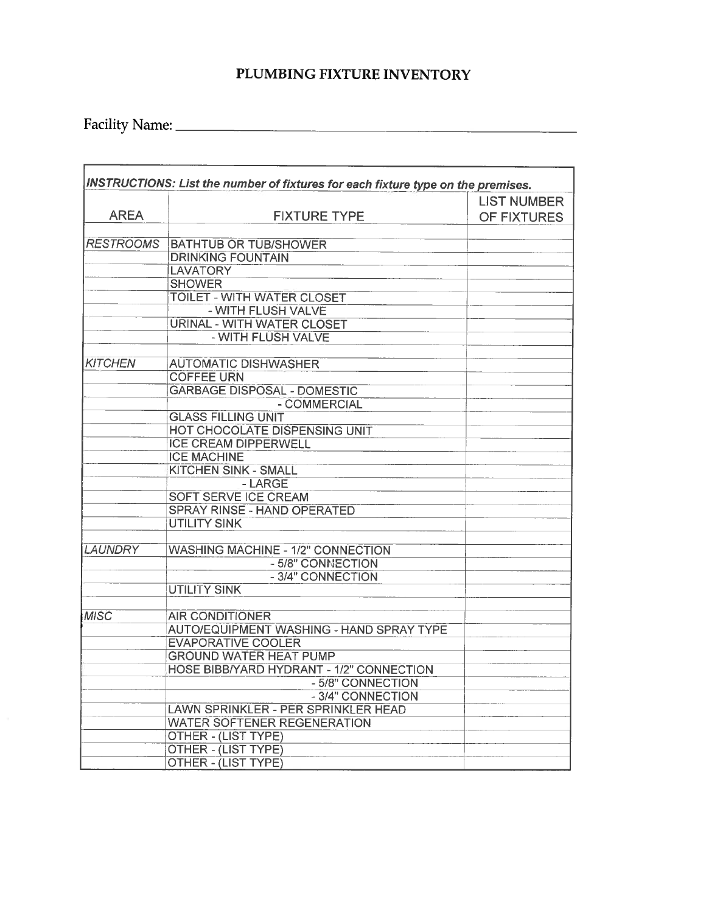# PLUMBING FIXTURE INVENTORY

Facility Name: ______________________________________________

***INSTRUCTIONS: List the number of fixtures for each fixture type on the premises.***

| AREA | FIXTURE TYPE | LIST NUMBER OF FIXTURES |
|---|---|---|
| | | |
| *RESTROOMS* | BATHTUB OR TUB/SHOWER | |
| | DRINKING FOUNTAIN | |
| | LAVATORY | |
| | SHOWER | |
| | TOILET - WITH WATER CLOSET | |
| | - WITH FLUSH VALVE | |
| | URINAL - WITH WATER CLOSET | |
| | - WITH FLUSH VALVE | |
| | | |
| *KITCHEN* | AUTOMATIC DISHWASHER | |
| | COFFEE URN | |
| | GARBAGE DISPOSAL - DOMESTIC | |
| | - COMMERCIAL | |
| | GLASS FILLING UNIT | |
| | HOT CHOCOLATE DISPENSING UNIT | |
| | ICE CREAM DIPPERWELL | |
| | ICE MACHINE | |
| | KITCHEN SINK - SMALL | |
| | - LARGE | |
| | SOFT SERVE ICE CREAM | |
| | SPRAY RINSE - HAND OPERATED | |
| | UTILITY SINK | |
| | | |
| *LAUNDRY* | WASHING MACHINE - 1/2" CONNECTION | |
| | - 5/8" CONNECTION | |
| | - 3/4" CONNECTION | |
| | UTILITY SINK | |
| | | |
| *MISC* | AIR CONDITIONER | |
| | AUTO/EQUIPMENT WASHING - HAND SPRAY TYPE | |
| | EVAPORATIVE COOLER | |
| | GROUND WATER HEAT PUMP | |
| | HOSE BIBB/YARD HYDRANT - 1/2" CONNECTION | |
| | - 5/8" CONNECTION | |
| | - 3/4" CONNECTION | |
| | LAWN SPRINKLER - PER SPRINKLER HEAD | |
| | WATER SOFTENER REGENERATION | |
| | OTHER - (LIST TYPE) | |
| | OTHER - (LIST TYPE) | |
| | OTHER - (LIST TYPE) | |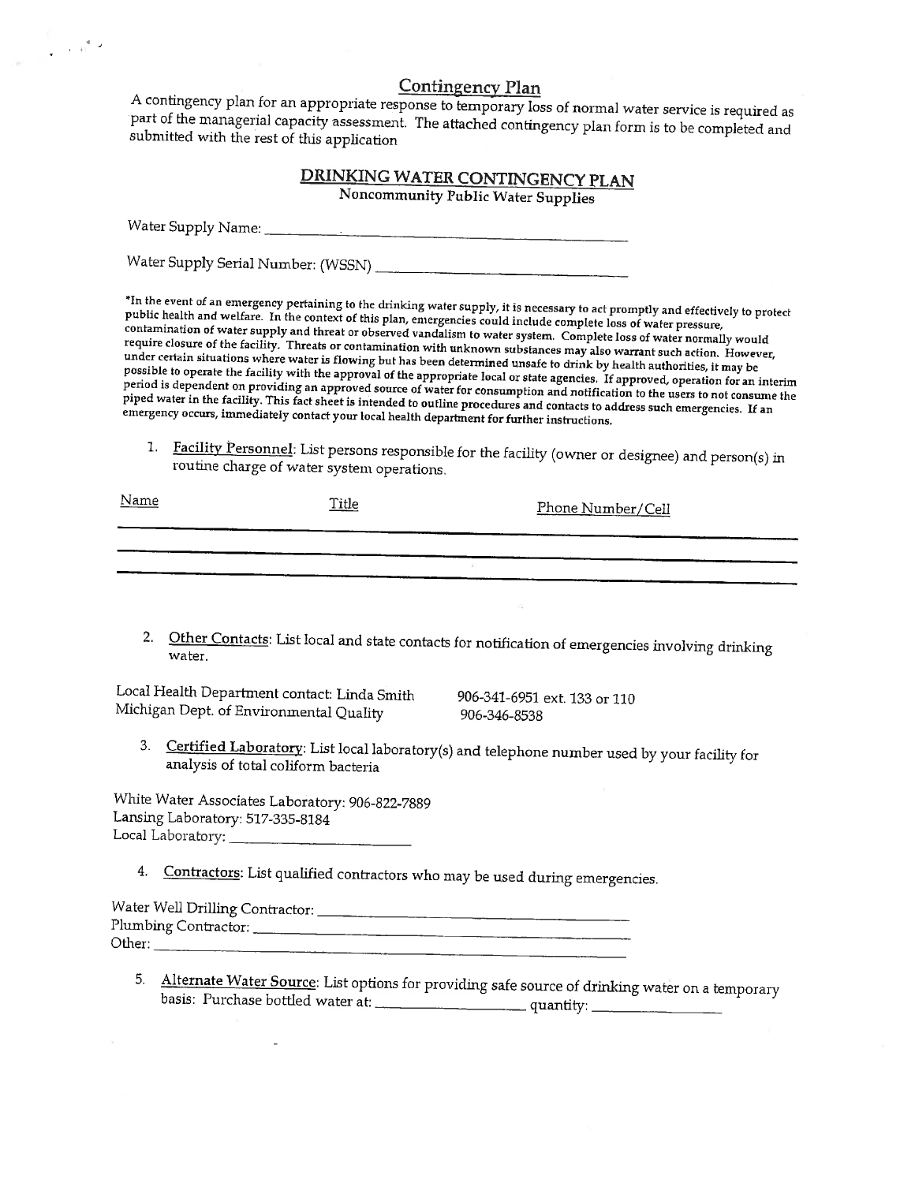## Contingency Plan

A contingency plan for an appropriate response to temporary loss of normal water service is required as part of the managerial capacity assessment. The attached contingency plan form is to be completed and submitted with the rest of this application

## DRINKING WATER CONTINGENCY PLAN

### Noncommunity Public Water Supplies

Water Supply Name: ______________________________

Water Supply Serial Number: (WSSN) ______________________________

*In the event of an emergency pertaining to the drinking water supply, it is necessary to act promptly and effectively to protect public health and welfare. In the context of this plan, emergencies could include complete loss of water pressure, contamination of water supply and threat or observed vandalism to water system. Complete loss of water normally would require closure of the facility. Threats or contamination with unknown substances may also warrant such action. However, under certain situations where water is flowing but has been determined unsafe to drink by health authorities, it may be possible to operate the facility with the approval of the appropriate local or state agencies. If approved, operation for an interim period is dependent on providing an approved source of water for consumption and notification to the users to not consume the piped water in the facility. This fact sheet is intended to outline procedures and contacts to address such emergencies. If an emergency occurs, immediately contact your local health department for further instructions.

1. Facility Personnel: List persons responsible for the facility (owner or designee) and person(s) in routine charge of water system operations.

| Name | Title | Phone Number/Cell |
|---|---|---|
| | | |
| | | |
| | | |

2. Other Contacts: List local and state contacts for notification of emergencies involving drinking water.

Local Health Department contact: Linda Smith — 906-341-6951 ext. 133 or 110
Michigan Dept. of Environmental Quality — 906-346-8538

3. Certified Laboratory: List local laboratory(s) and telephone number used by your facility for analysis of total coliform bacteria

White Water Associates Laboratory: 906-822-7889
Lansing Laboratory: 517-335-8184
Local Laboratory: ______________________

4. Contractors: List qualified contractors who may be used during emergencies.

Water Well Drilling Contractor: ______________________________
Plumbing Contractor: ______________________________
Other: ______________________________

5. Alternate Water Source: List options for providing safe source of drinking water on a temporary basis: Purchase bottled water at: __________________ quantity: ________________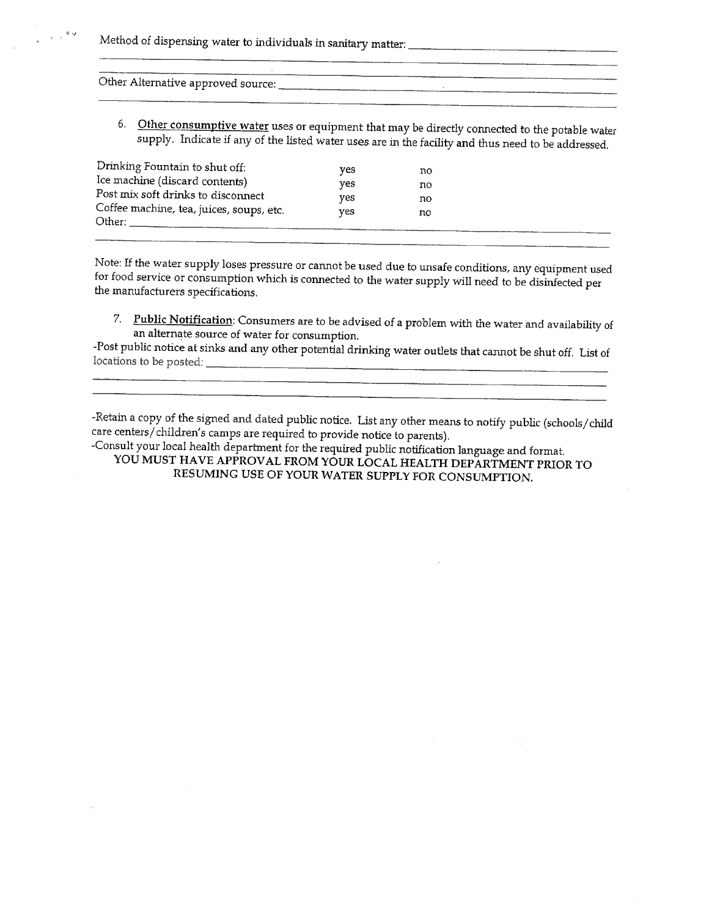Method of dispensing water to individuals in sanitary matter: ______________________________

______________________________________________________________________________

______________________________________________________________________________

Other Alternative approved source: ______________________________________________

______________________________________________________________________________

6. **Other consumptive water** uses or equipment that may be directly connected to the potable water supply. Indicate if any of the listed water uses are in the facility and thus need to be addressed.

| | | |
|---|---|---|
| Drinking Fountain to shut off: | yes | no |
| Ice machine (discard contents) | yes | no |
| Post mix soft drinks to disconnect | yes | no |
| Coffee machine, tea, juices, soups, etc. | yes | no |

Other: ______________________________________________________________________

______________________________________________________________________________

Note: If the water supply loses pressure or cannot be used due to unsafe conditions, any equipment used for food service or consumption which is connected to the water supply will need to be disinfected per the manufacturers specifications.

7. **Public Notification**: Consumers are to be advised of a problem with the water and availability of an alternate source of water for consumption.

-Post public notice at sinks and any other potential drinking water outlets that cannot be shut off. List of locations to be posted: ______________________________________________________

______________________________________________________________________________

______________________________________________________________________________

-Retain a copy of the signed and dated public notice. List any other means to notify public (schools/child care centers/children's camps are required to provide notice to parents).

-Consult your local health department for the required public notification language and format.

**YOU MUST HAVE APPROVAL FROM YOUR LOCAL HEALTH DEPARTMENT PRIOR TO RESUMING USE OF YOUR WATER SUPPLY FOR CONSUMPTION.**